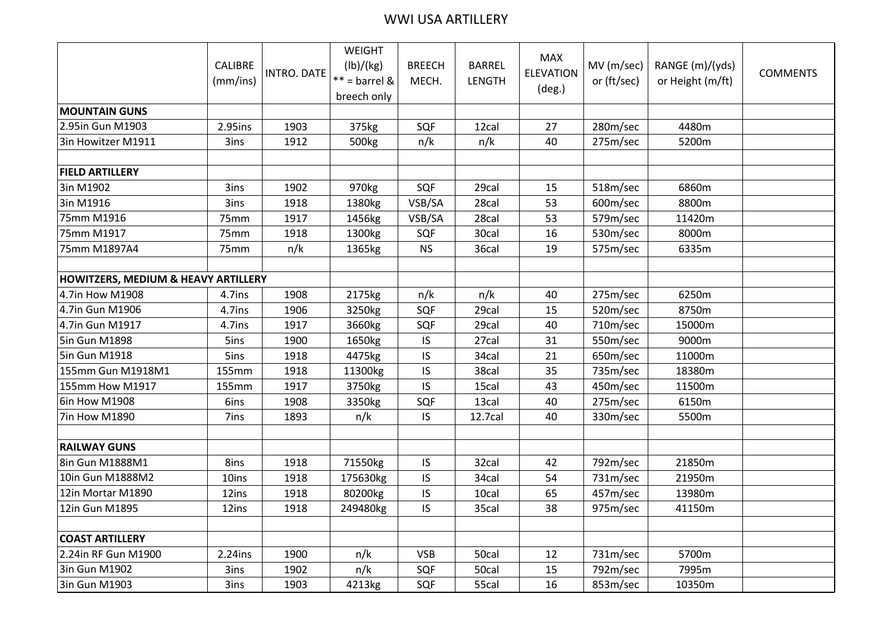# WWI USA ARTILLERY

| | CALIBRE (mm/ins) | INTRO. DATE | WEIGHT (lb)/(kg) ** = barrel & breech only | BREECH MECH. | BARREL LENGTH | MAX ELEVATION (deg.) | MV (m/sec) or (ft/sec) | RANGE (m)/(yds) or Height (m/ft) | COMMENTS |
|---|---|---|---|---|---|---|---|---|---|
| **MOUNTAIN GUNS** | | | | | | | | | |
| 2.95in Gun M1903 | 2.95ins | 1903 | 375kg | SQF | 12cal | 27 | 280m/sec | 4480m | |
| 3in Howitzer M1911 | 3ins | 1912 | 500kg | n/k | n/k | 40 | 275m/sec | 5200m | |
| | | | | | | | | | |
| **FIELD ARTILLERY** | | | | | | | | | |
| 3in M1902 | 3ins | 1902 | 970kg | SQF | 29cal | 15 | 518m/sec | 6860m | |
| 3in M1916 | 3ins | 1918 | 1380kg | VSB/SA | 28cal | 53 | 600m/sec | 8800m | |
| 75mm M1916 | 75mm | 1917 | 1456kg | VSB/SA | 28cal | 53 | 579m/sec | 11420m | |
| 75mm M1917 | 75mm | 1918 | 1300kg | SQF | 30cal | 16 | 530m/sec | 8000m | |
| 75mm M1897A4 | 75mm | n/k | 1365kg | NS | 36cal | 19 | 575m/sec | 6335m | |
| | | | | | | | | | |
| **HOWITZERS, MEDIUM & HEAVY ARTILLERY** | | | | | | | | | |
| 4.7in How M1908 | 4.7ins | 1908 | 2175kg | n/k | n/k | 40 | 275m/sec | 6250m | |
| 4.7in Gun M1906 | 4.7ins | 1906 | 3250kg | SQF | 29cal | 15 | 520m/sec | 8750m | |
| 4.7in Gun M1917 | 4.7ins | 1917 | 3660kg | SQF | 29cal | 40 | 710m/sec | 15000m | |
| 5in Gun M1898 | 5ins | 1900 | 1650kg | IS | 27cal | 31 | 550m/sec | 9000m | |
| 5in Gun M1918 | 5ins | 1918 | 4475kg | IS | 34cal | 21 | 650m/sec | 11000m | |
| 155mm Gun M1918M1 | 155mm | 1918 | 11300kg | IS | 38cal | 35 | 735m/sec | 18380m | |
| 155mm How M1917 | 155mm | 1917 | 3750kg | IS | 15cal | 43 | 450m/sec | 11500m | |
| 6in How M1908 | 6ins | 1908 | 3350kg | SQF | 13cal | 40 | 275m/sec | 6150m | |
| 7in How M1890 | 7ins | 1893 | n/k | IS | 12.7cal | 40 | 330m/sec | 5500m | |
| | | | | | | | | | |
| **RAILWAY GUNS** | | | | | | | | | |
| 8in Gun M1888M1 | 8ins | 1918 | 71550kg | IS | 32cal | 42 | 792m/sec | 21850m | |
| 10in Gun M1888M2 | 10ins | 1918 | 175630kg | IS | 34cal | 54 | 731m/sec | 21950m | |
| 12in Mortar M1890 | 12ins | 1918 | 80200kg | IS | 10cal | 65 | 457m/sec | 13980m | |
| 12in Gun M1895 | 12ins | 1918 | 249480kg | IS | 35cal | 38 | 975m/sec | 41150m | |
| | | | | | | | | | |
| **COAST ARTILLERY** | | | | | | | | | |
| 2.24in RF Gun M1900 | 2.24ins | 1900 | n/k | VSB | 50cal | 12 | 731m/sec | 5700m | |
| 3in Gun M1902 | 3ins | 1902 | n/k | SQF | 50cal | 15 | 792m/sec | 7995m | |
| 3in Gun M1903 | 3ins | 1903 | 4213kg | SQF | 55cal | 16 | 853m/sec | 10350m | |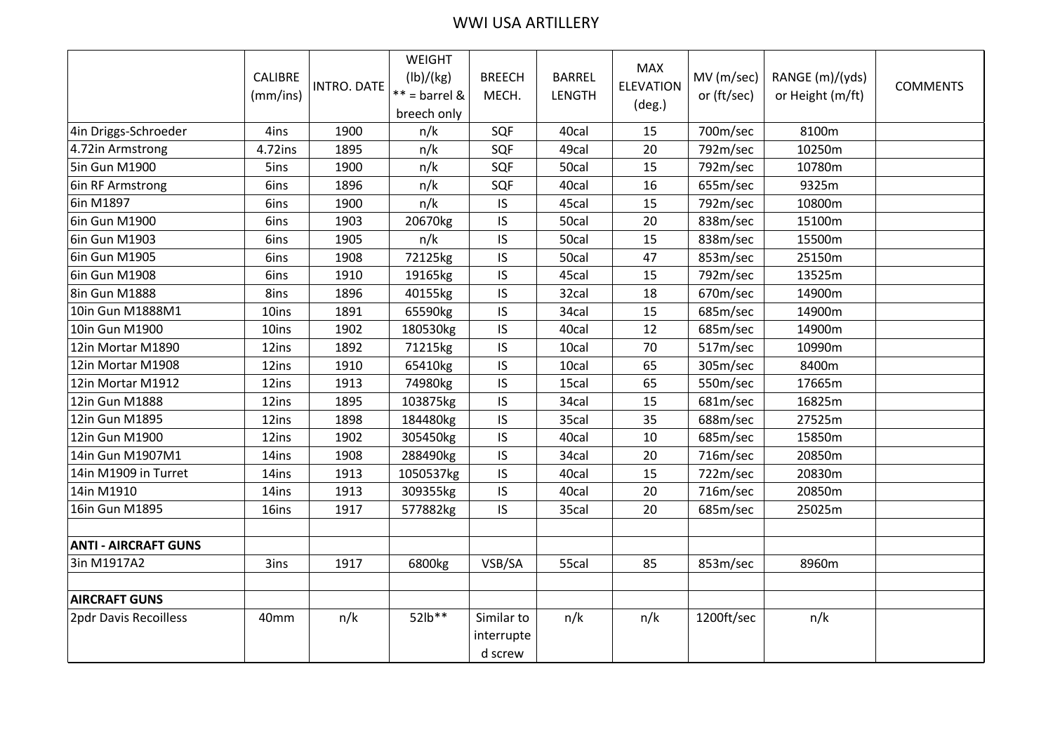# WWI USA ARTILLERY

| | CALIBRE (mm/ins) | INTRO. DATE | WEIGHT (lb)/(kg) ** = barrel & breech only | BREECH MECH. | BARREL LENGTH | MAX ELEVATION (deg.) | MV (m/sec) or (ft/sec) | RANGE (m)/(yds) or Height (m/ft) | COMMENTS |
|---|---|---|---|---|---|---|---|---|---|
| 4in Driggs-Schroeder | 4ins | 1900 | n/k | SQF | 40cal | 15 | 700m/sec | 8100m | |
| 4.72in Armstrong | 4.72ins | 1895 | n/k | SQF | 49cal | 20 | 792m/sec | 10250m | |
| 5in Gun M1900 | 5ins | 1900 | n/k | SQF | 50cal | 15 | 792m/sec | 10780m | |
| 6in RF Armstrong | 6ins | 1896 | n/k | SQF | 40cal | 16 | 655m/sec | 9325m | |
| 6in M1897 | 6ins | 1900 | n/k | IS | 45cal | 15 | 792m/sec | 10800m | |
| 6in Gun M1900 | 6ins | 1903 | 20670kg | IS | 50cal | 20 | 838m/sec | 15100m | |
| 6in Gun M1903 | 6ins | 1905 | n/k | IS | 50cal | 15 | 838m/sec | 15500m | |
| 6in Gun M1905 | 6ins | 1908 | 72125kg | IS | 50cal | 47 | 853m/sec | 25150m | |
| 6in Gun M1908 | 6ins | 1910 | 19165kg | IS | 45cal | 15 | 792m/sec | 13525m | |
| 8in Gun M1888 | 8ins | 1896 | 40155kg | IS | 32cal | 18 | 670m/sec | 14900m | |
| 10in Gun M1888M1 | 10ins | 1891 | 65590kg | IS | 34cal | 15 | 685m/sec | 14900m | |
| 10in Gun M1900 | 10ins | 1902 | 180530kg | IS | 40cal | 12 | 685m/sec | 14900m | |
| 12in Mortar M1890 | 12ins | 1892 | 71215kg | IS | 10cal | 70 | 517m/sec | 10990m | |
| 12in Mortar M1908 | 12ins | 1910 | 65410kg | IS | 10cal | 65 | 305m/sec | 8400m | |
| 12in Mortar M1912 | 12ins | 1913 | 74980kg | IS | 15cal | 65 | 550m/sec | 17665m | |
| 12in Gun M1888 | 12ins | 1895 | 103875kg | IS | 34cal | 15 | 681m/sec | 16825m | |
| 12in Gun M1895 | 12ins | 1898 | 184480kg | IS | 35cal | 35 | 688m/sec | 27525m | |
| 12in Gun M1900 | 12ins | 1902 | 305450kg | IS | 40cal | 10 | 685m/sec | 15850m | |
| 14in Gun M1907M1 | 14ins | 1908 | 288490kg | IS | 34cal | 20 | 716m/sec | 20850m | |
| 14in M1909 in Turret | 14ins | 1913 | 1050537kg | IS | 40cal | 15 | 722m/sec | 20830m | |
| 14in M1910 | 14ins | 1913 | 309355kg | IS | 40cal | 20 | 716m/sec | 20850m | |
| 16in Gun M1895 | 16ins | 1917 | 577882kg | IS | 35cal | 20 | 685m/sec | 25025m | |
| | | | | | | | | | |
| **ANTI - AIRCRAFT GUNS** | | | | | | | | | |
| 3in M1917A2 | 3ins | 1917 | 6800kg | VSB/SA | 55cal | 85 | 853m/sec | 8960m | |
| | | | | | | | | | |
| **AIRCRAFT GUNS** | | | | | | | | | |
| 2pdr Davis Recoilless | 40mm | n/k | 52lb** | Similar to interrupted screw | n/k | n/k | 1200ft/sec | n/k | |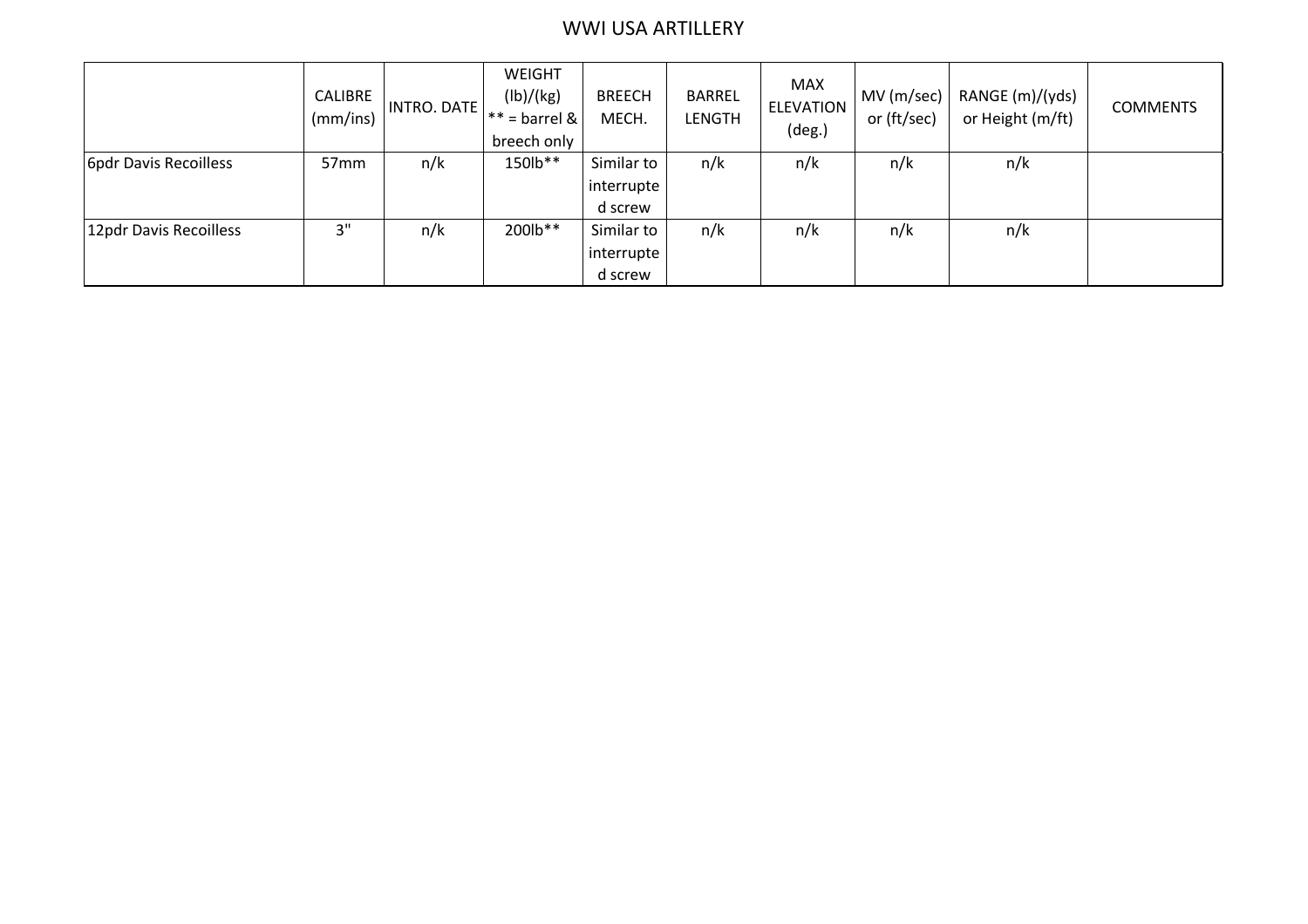# WWI USA ARTILLERY

| | CALIBRE (mm/ins) | INTRO. DATE | WEIGHT (lb)/(kg) ** = barrel & breech only | BREECH MECH. | BARREL LENGTH | MAX ELEVATION (deg.) | MV (m/sec) or (ft/sec) | RANGE (m)/(yds) or Height (m/ft) | COMMENTS |
|---|---|---|---|---|---|---|---|---|---|
| 6pdr Davis Recoilless | 57mm | n/k | 150lb** | Similar to interrupted screw | n/k | n/k | n/k | n/k | |
| 12pdr Davis Recoilless | 3" | n/k | 200lb** | Similar to interrupted screw | n/k | n/k | n/k | n/k | |